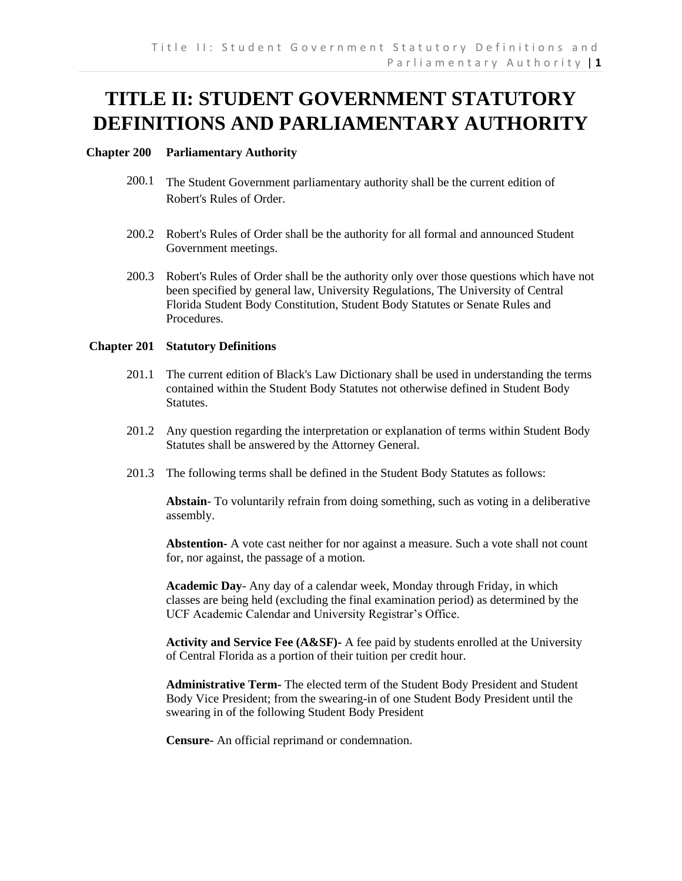# TITLE II: STUDENT GOVERNMENT STATUTORY DEFINITIONS AND PARLIAMENTARY AUTHORITY

## Chapter 200 Parliamentary Authority

200.1 The Student Government parliamentary authority shall be the current edition of Robert's Rules of Order.

200.2 Robert's Rules of Order shall be the authority for all formal and announced Student Government meetings.

200.3 Robert's Rules of Order shall be the authority only over those questions which have not been specified by general law, University Regulations, The University of Central Florida Student Body Constitution, Student Body Statutes or Senate Rules and Procedures.

## Chapter 201 Statutory Definitions

201.1 The current edition of Black's Law Dictionary shall be used in understanding the terms contained within the Student Body Statutes not otherwise defined in Student Body Statutes.

201.2 Any question regarding the interpretation or explanation of terms within Student Body Statutes shall be answered by the Attorney General.

201.3 The following terms shall be defined in the Student Body Statutes as follows:

**Abstain**- To voluntarily refrain from doing something, such as voting in a deliberative assembly.

**Abstention-** A vote cast neither for nor against a measure. Such a vote shall not count for, nor against, the passage of a motion.

**Academic Day**- Any day of a calendar week, Monday through Friday, in which classes are being held (excluding the final examination period) as determined by the UCF Academic Calendar and University Registrar's Office.

**Activity and Service Fee (A&SF)-** A fee paid by students enrolled at the University of Central Florida as a portion of their tuition per credit hour.

**Administrative Term**- The elected term of the Student Body President and Student Body Vice President; from the swearing-in of one Student Body President until the swearing in of the following Student Body President

**Censure-** An official reprimand or condemnation.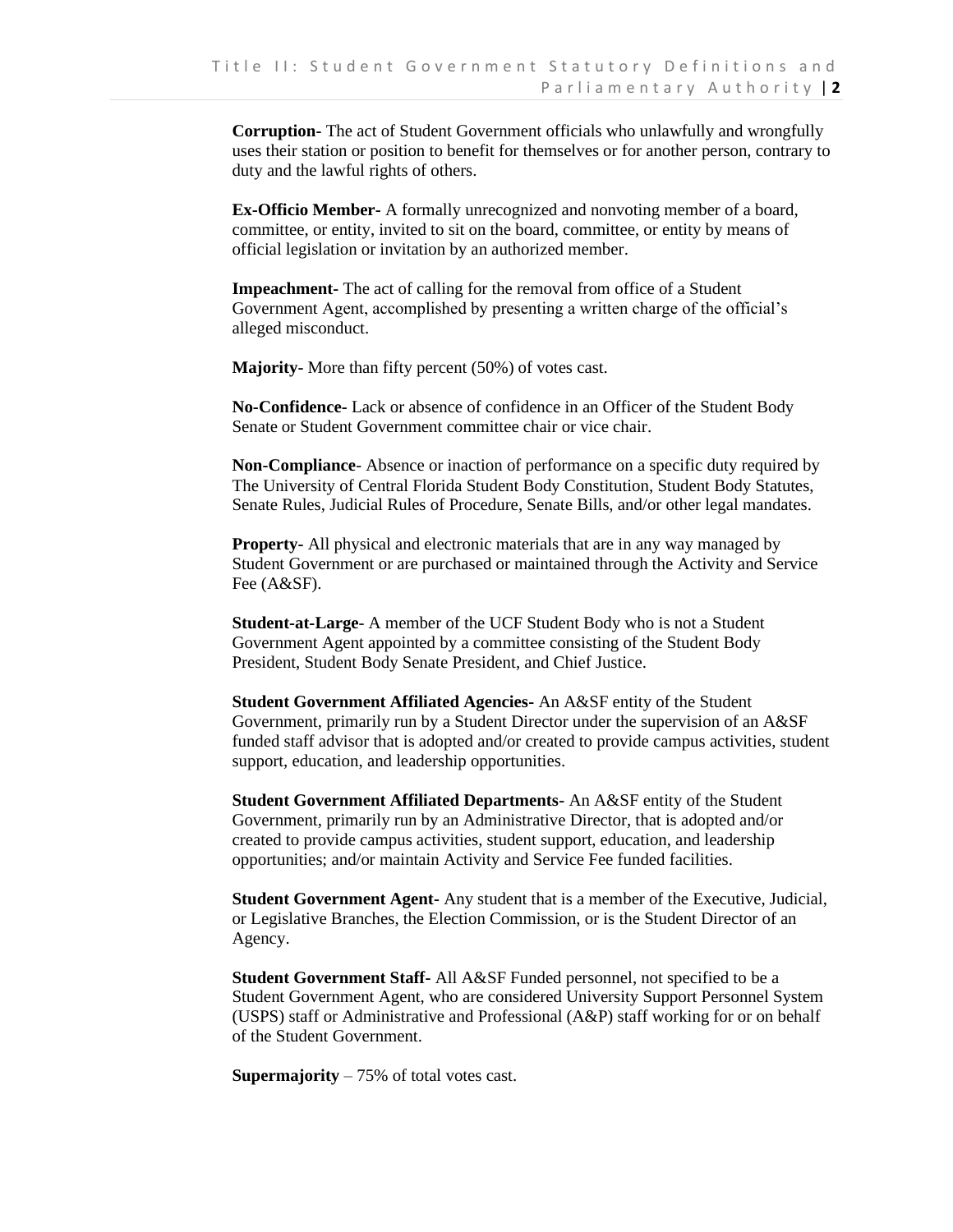**Corruption-** The act of Student Government officials who unlawfully and wrongfully uses their station or position to benefit for themselves or for another person, contrary to duty and the lawful rights of others.

**Ex-Officio Member-** A formally unrecognized and nonvoting member of a board, committee, or entity, invited to sit on the board, committee, or entity by means of official legislation or invitation by an authorized member.

**Impeachment-** The act of calling for the removal from office of a Student Government Agent, accomplished by presenting a written charge of the official's alleged misconduct.

**Majority-** More than fifty percent (50%) of votes cast.

**No-Confidence-** Lack or absence of confidence in an Officer of the Student Body Senate or Student Government committee chair or vice chair.

**Non-Compliance-** Absence or inaction of performance on a specific duty required by The University of Central Florida Student Body Constitution, Student Body Statutes, Senate Rules, Judicial Rules of Procedure, Senate Bills, and/or other legal mandates.

**Property-** All physical and electronic materials that are in any way managed by Student Government or are purchased or maintained through the Activity and Service Fee (A&SF).

**Student-at-Large-** A member of the UCF Student Body who is not a Student Government Agent appointed by a committee consisting of the Student Body President, Student Body Senate President, and Chief Justice.

**Student Government Affiliated Agencies-** An A&SF entity of the Student Government, primarily run by a Student Director under the supervision of an A&SF funded staff advisor that is adopted and/or created to provide campus activities, student support, education, and leadership opportunities.

**Student Government Affiliated Departments-** An A&SF entity of the Student Government, primarily run by an Administrative Director, that is adopted and/or created to provide campus activities, student support, education, and leadership opportunities; and/or maintain Activity and Service Fee funded facilities.

**Student Government Agent-** Any student that is a member of the Executive, Judicial, or Legislative Branches, the Election Commission, or is the Student Director of an Agency.

**Student Government Staff-** All A&SF Funded personnel, not specified to be a Student Government Agent, who are considered University Support Personnel System (USPS) staff or Administrative and Professional (A&P) staff working for or on behalf of the Student Government.

**Supermajority** – 75% of total votes cast.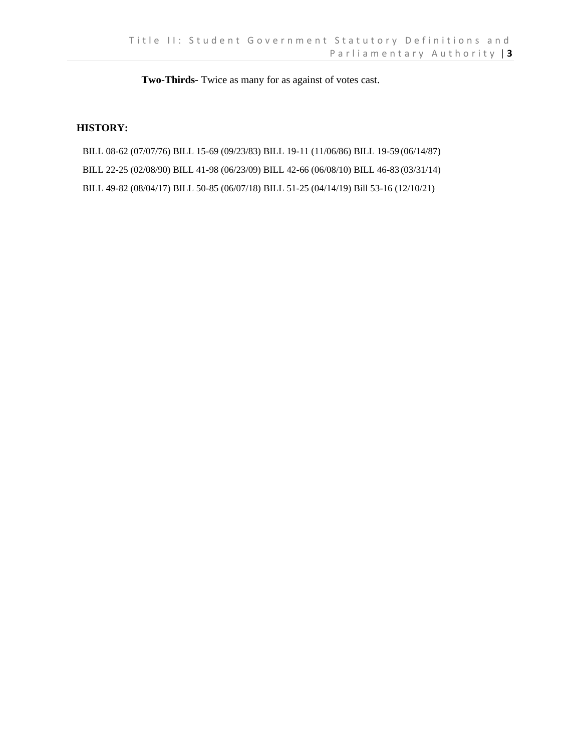**Two-Thirds-** Twice as many for as against of votes cast.

**HISTORY:**

BILL 08-62 (07/07/76) BILL 15-69 (09/23/83) BILL 19-11 (11/06/86) BILL 19-59 (06/14/87) BILL 22-25 (02/08/90) BILL 41-98 (06/23/09) BILL 42-66 (06/08/10) BILL 46-83 (03/31/14) BILL 49-82 (08/04/17) BILL 50-85 (06/07/18) BILL 51-25 (04/14/19) Bill 53-16 (12/10/21)